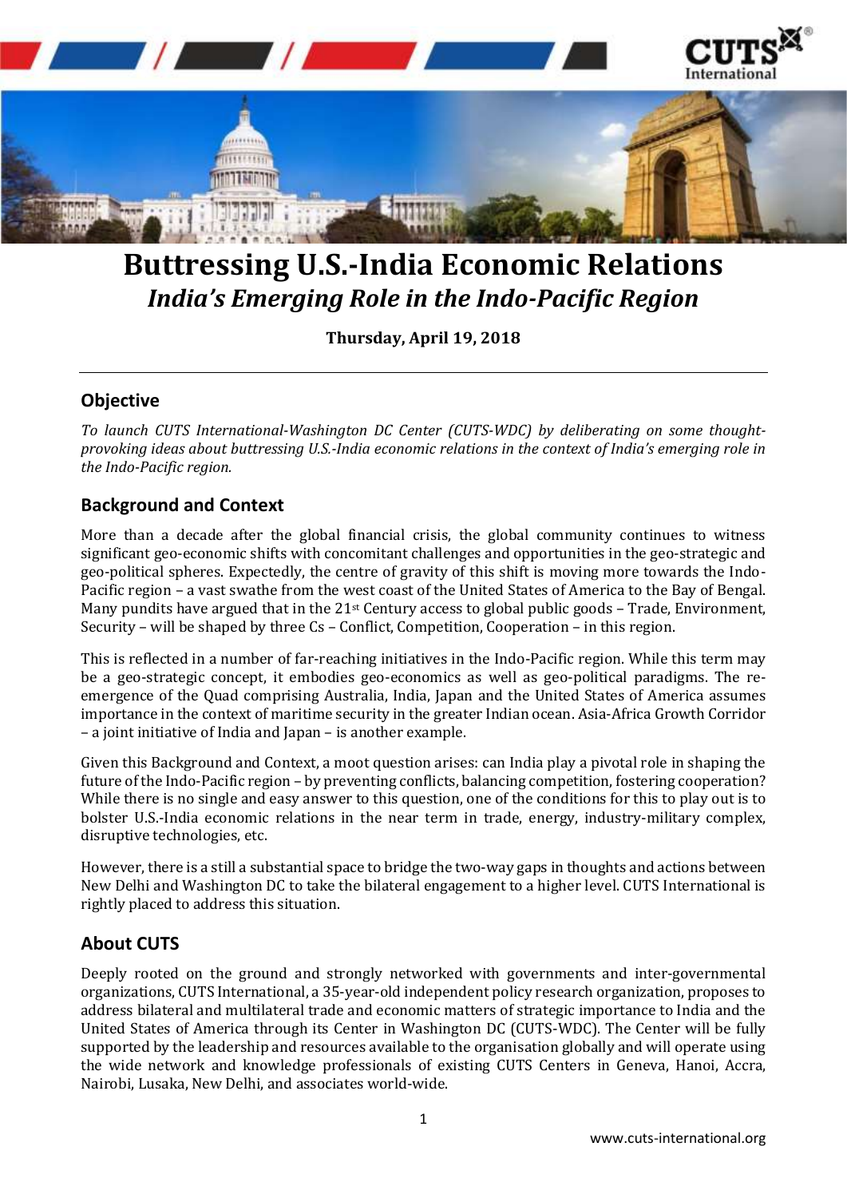# Buttressing U.S.-India Economic Relations

## *India's Emerging Role in the Indo-Pacific Region*

**Thursday, April 19, 2018**

---

## Objective

*To launch CUTS International-Washington DC Center (CUTS-WDC) by deliberating on some thought-provoking ideas about buttressing U.S.-India economic relations in the context of India's emerging role in the Indo-Pacific region.*

## Background and Context

More than a decade after the global financial crisis, the global community continues to witness significant geo-economic shifts with concomitant challenges and opportunities in the geo-strategic and geo-political spheres. Expectedly, the centre of gravity of this shift is moving more towards the Indo-Pacific region – a vast swathe from the west coast of the United States of America to the Bay of Bengal. Many pundits have argued that in the 21st Century access to global public goods – Trade, Environment, Security – will be shaped by three Cs – Conflict, Competition, Cooperation – in this region.

This is reflected in a number of far-reaching initiatives in the Indo-Pacific region. While this term may be a geo-strategic concept, it embodies geo-economics as well as geo-political paradigms. The re-emergence of the Quad comprising Australia, India, Japan and the United States of America assumes importance in the context of maritime security in the greater Indian ocean. Asia-Africa Growth Corridor – a joint initiative of India and Japan – is another example.

Given this Background and Context, a moot question arises: can India play a pivotal role in shaping the future of the Indo-Pacific region – by preventing conflicts, balancing competition, fostering cooperation? While there is no single and easy answer to this question, one of the conditions for this to play out is to bolster U.S.-India economic relations in the near term in trade, energy, industry-military complex, disruptive technologies, etc.

However, there is a still a substantial space to bridge the two-way gaps in thoughts and actions between New Delhi and Washington DC to take the bilateral engagement to a higher level. CUTS International is rightly placed to address this situation.

## About CUTS

Deeply rooted on the ground and strongly networked with governments and inter-governmental organizations, CUTS International, a 35-year-old independent policy research organization, proposes to address bilateral and multilateral trade and economic matters of strategic importance to India and the United States of America through its Center in Washington DC (CUTS-WDC). The Center will be fully supported by the leadership and resources available to the organisation globally and will operate using the wide network and knowledge professionals of existing CUTS Centers in Geneva, Hanoi, Accra, Nairobi, Lusaka, New Delhi, and associates world-wide.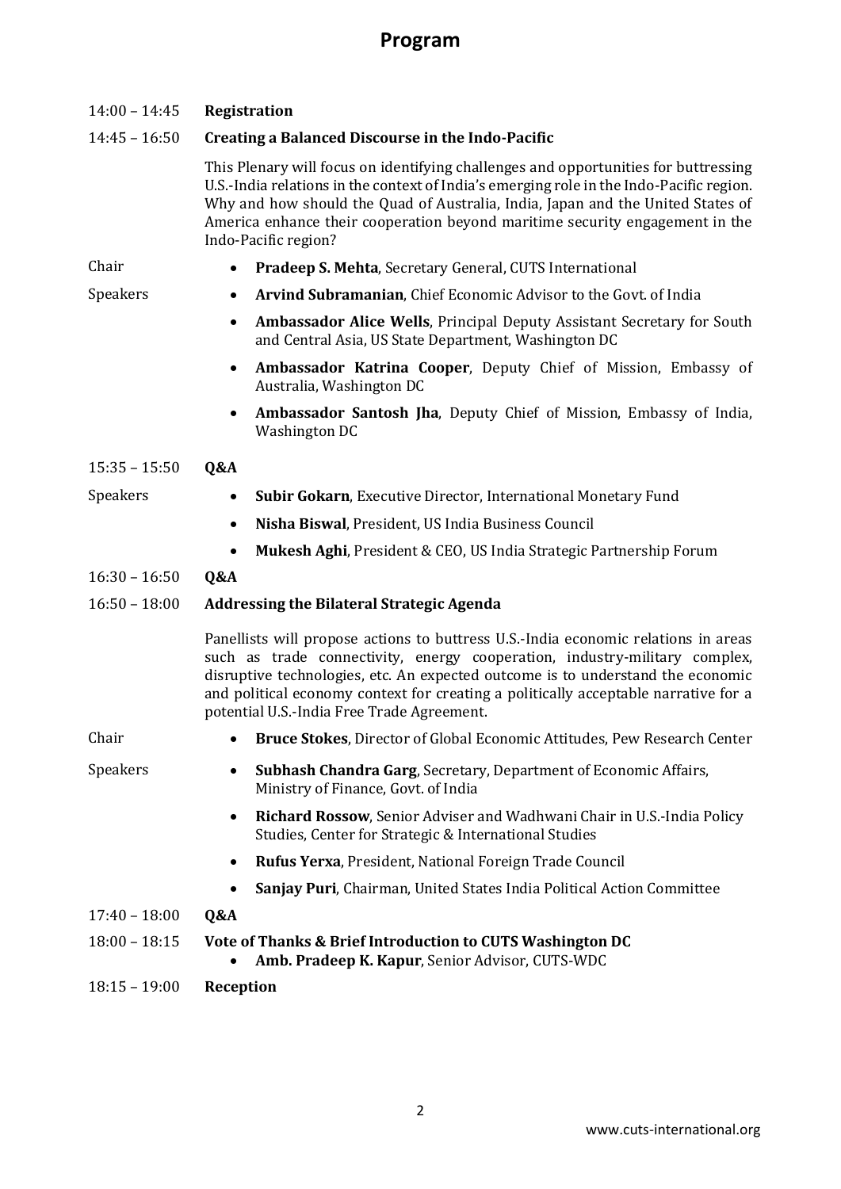# Program

**14:00 – 14:45** **Registration**

**14:45 – 16:50** **Creating a Balanced Discourse in the Indo-Pacific**

This Plenary will focus on identifying challenges and opportunities for buttressing U.S.-India relations in the context of India's emerging role in the Indo-Pacific region. Why and how should the Quad of Australia, India, Japan and the United States of America enhance their cooperation beyond maritime security engagement in the Indo-Pacific region?

Chair

- **Pradeep S. Mehta**, Secretary General, CUTS International

Speakers

- **Arvind Subramanian**, Chief Economic Advisor to the Govt. of India
- **Ambassador Alice Wells**, Principal Deputy Assistant Secretary for South and Central Asia, US State Department, Washington DC
- **Ambassador Katrina Cooper**, Deputy Chief of Mission, Embassy of Australia, Washington DC
- **Ambassador Santosh Jha**, Deputy Chief of Mission, Embassy of India, Washington DC

**15:35 – 15:50** **Q&A**

Speakers

- **Subir Gokarn**, Executive Director, International Monetary Fund
- **Nisha Biswal**, President, US India Business Council
- **Mukesh Aghi**, President & CEO, US India Strategic Partnership Forum

**16:30 – 16:50** **Q&A**

**16:50 – 18:00** **Addressing the Bilateral Strategic Agenda**

Panellists will propose actions to buttress U.S.-India economic relations in areas such as trade connectivity, energy cooperation, industry-military complex, disruptive technologies, etc. An expected outcome is to understand the economic and political economy context for creating a politically acceptable narrative for a potential U.S.-India Free Trade Agreement.

Chair

- **Bruce Stokes**, Director of Global Economic Attitudes, Pew Research Center

Speakers

- **Subhash Chandra Garg**, Secretary, Department of Economic Affairs, Ministry of Finance, Govt. of India
- **Richard Rossow**, Senior Adviser and Wadhwani Chair in U.S.-India Policy Studies, Center for Strategic & International Studies
- **Rufus Yerxa**, President, National Foreign Trade Council
- **Sanjay Puri**, Chairman, United States India Political Action Committee

**17:40 – 18:00** **Q&A**

**18:00 – 18:15** **Vote of Thanks & Brief Introduction to CUTS Washington DC**

- **Amb. Pradeep K. Kapur**, Senior Advisor, CUTS-WDC

**18:15 – 19:00** **Reception**